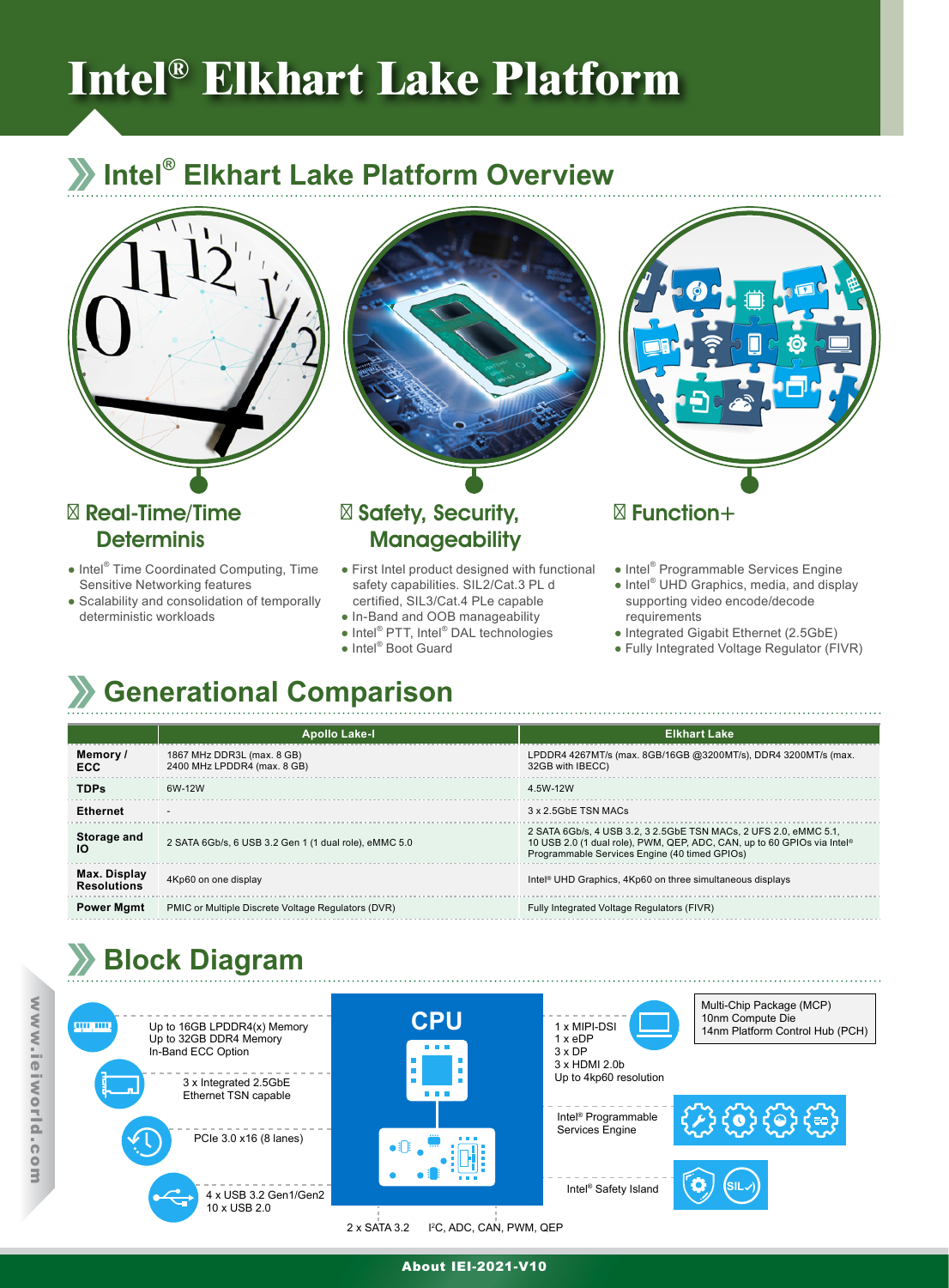# Intel® Elkhart Lake Platform

## Intel® Elkhart Lake Platform Overview

### Real-Time/Time Determinis

- Intel® Time Coordinated Computing, Time Sensitive Networking features
- Scalability and consolidation of temporally deterministic workloads

### Safety, Security, Manageability

- First Intel product designed with functional safety capabilities. SIL2/Cat.3 PL d certified, SIL3/Cat.4 PLe capable
- In-Band and OOB manageability
- Intel® PTT, Intel® DAL technologies
- Intel® Boot Guard

### Function+

- Intel® Programmable Services Engine
- Intel® UHD Graphics, media, and display supporting video encode/decode requirements
- Integrated Gigabit Ethernet (2.5GbE)
- Fully Integrated Voltage Regulator (FIVR)

## Generational Comparison

| | Apollo Lake-I | Elkhart Lake |
|---|---|---|
| **Memory / ECC** | 1867 MHz DDR3L (max. 8 GB)<br>2400 MHz LPDDR4 (max. 8 GB) | LPDDR4 4267MT/s (max. 8GB/16GB @3200MT/s), DDR4 3200MT/s (max. 32GB with IBECC) |
| **TDPs** | 6W-12W | 4.5W-12W |
| **Ethernet** | - | 3 x 2.5GbE TSN MACs |
| **Storage and IO** | 2 SATA 6Gb/s, 6 USB 3.2 Gen 1 (1 dual role), eMMC 5.0 | 2 SATA 6Gb/s, 4 USB 3.2, 3 2.5GbE TSN MACs, 2 UFS 2.0, eMMC 5.1, 10 USB 2.0 (1 dual role), PWM, QEP, ADC, CAN, up to 60 GPIOs via Intel® Programmable Services Engine (40 timed GPIOs) |
| **Max. Display Resolutions** | 4Kp60 on one display | Intel® UHD Graphics, 4Kp60 on three simultaneous displays |
| **Power Mgmt** | PMIC or Multiple Discrete Voltage Regulators (DVR) | Fully Integrated Voltage Regulators (FIVR) |

## Block Diagram

CPU

- Up to 16GB LPDDR4(x) Memory
  Up to 32GB DDR4 Memory
  In-Band ECC Option
- 3 x Integrated 2.5GbE Ethernet TSN capable
- PCIe 3.0 x16 (8 lanes)
- 4 x USB 3.2 Gen1/Gen2
  10 x USB 2.0
- 2 x SATA 3.2
- I²C, ADC, CAN, PWM, QEP
- 1 x MIPI-DSI
  1 x eDP
  3 x DP
  3 x HDMI 2.0b
  Up to 4kp60 resolution
- Multi-Chip Package (MCP)
  10nm Compute Die
  14nm Platform Control Hub (PCH)
- Intel® Programmable Services Engine
- Intel® Safety Island

www.ieiworld.com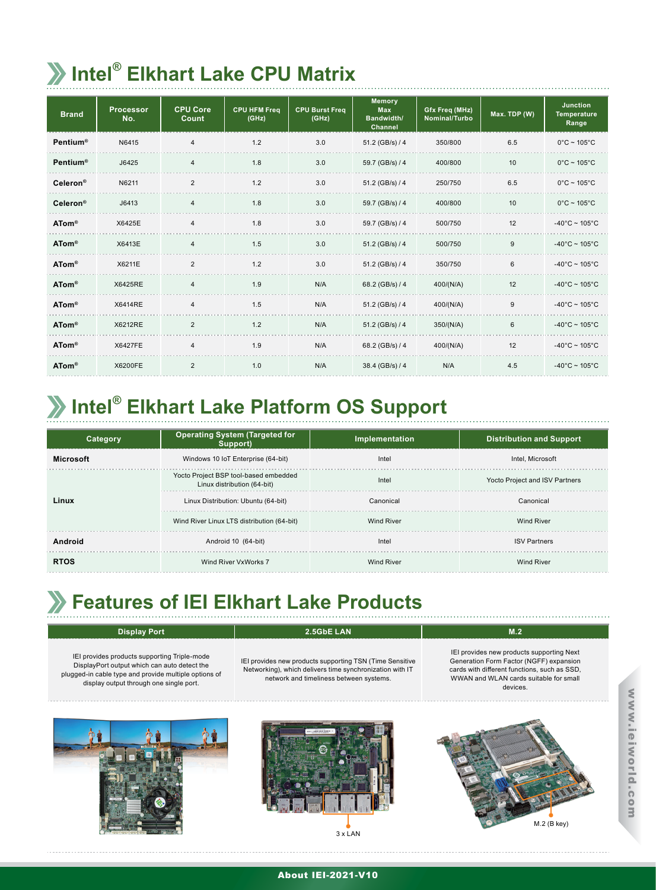# Intel® Elkhart Lake CPU Matrix

| Brand | Processor No. | CPU Core Count | CPU HFM Freq (GHz) | CPU Burst Freq (GHz) | Memory Max Bandwidth/ Channel | Gfx Freq (MHz) Nominal/Turbo | Max. TDP (W) | Junction Temperature Range |
|---|---|---|---|---|---|---|---|---|
| **Pentium®** | N6415 | 4 | 1.2 | 3.0 | 51.2 (GB/s) / 4 | 350/800 | 6.5 | 0°C ~ 105°C |
| **Pentium®** | J6425 | 4 | 1.8 | 3.0 | 59.7 (GB/s) / 4 | 400/800 | 10 | 0°C ~ 105°C |
| **Celeron®** | N6211 | 2 | 1.2 | 3.0 | 51.2 (GB/s) / 4 | 250/750 | 6.5 | 0°C ~ 105°C |
| **Celeron®** | J6413 | 4 | 1.8 | 3.0 | 59.7 (GB/s) / 4 | 400/800 | 10 | 0°C ~ 105°C |
| **ATom®** | X6425E | 4 | 1.8 | 3.0 | 59.7 (GB/s) / 4 | 500/750 | 12 | -40°C ~ 105°C |
| **ATom®** | X6413E | 4 | 1.5 | 3.0 | 51.2 (GB/s) / 4 | 500/750 | 9 | -40°C ~ 105°C |
| **ATom®** | X6211E | 2 | 1.2 | 3.0 | 51.2 (GB/s) / 4 | 350/750 | 6 | -40°C ~ 105°C |
| **ATom®** | X6425RE | 4 | 1.9 | N/A | 68.2 (GB/s) / 4 | 400/(N/A) | 12 | -40°C ~ 105°C |
| **ATom®** | X6414RE | 4 | 1.5 | N/A | 51.2 (GB/s) / 4 | 400/(N/A) | 9 | -40°C ~ 105°C |
| **ATom®** | X6212RE | 2 | 1.2 | N/A | 51.2 (GB/s) / 4 | 350/(N/A) | 6 | -40°C ~ 105°C |
| **ATom®** | X6427FE | 4 | 1.9 | N/A | 68.2 (GB/s) / 4 | 400/(N/A) | 12 | -40°C ~ 105°C |
| **ATom®** | X6200FE | 2 | 1.0 | N/A | 38.4 (GB/s) / 4 | N/A | 4.5 | -40°C ~ 105°C |

# Intel® Elkhart Lake Platform OS Support

| Category | Operating System (Targeted for Support) | Implementation | Distribution and Support |
|---|---|---|---|
| **Microsoft** | Windows 10 IoT Enterprise (64-bit) | Intel | Intel, Microsoft |
| **Linux** | Yocto Project BSP tool-based embedded Linux distribution (64-bit) | Intel | Yocto Project and ISV Partners |
| | Linux Distribution: Ubuntu (64-bit) | Canonical | Canonical |
| | Wind River Linux LTS distribution (64-bit) | Wind River | Wind River |
| **Android** | Android 10 (64-bit) | Intel | ISV Partners |
| **RTOS** | Wind River VxWorks 7 | Wind River | Wind River |

# Features of IEI Elkhart Lake Products

| Display Port | 2.5GbE LAN | M.2 |
|---|---|---|
| IEI provides products supporting Triple-mode DisplayPort output which can auto detect the plugged-in cable type and provide multiple options of display output through one single port. | IEI provides new products supporting TSN (Time Sensitive Networking), which delivers time synchronization with IT network and timeliness between systems. | IEI provides new products supporting Next Generation Form Factor (NGFF) expansion cards with different functions, such as SSD, WWAN and WLAN cards suitable for small devices. |

3 x LAN

M.2 (B key)